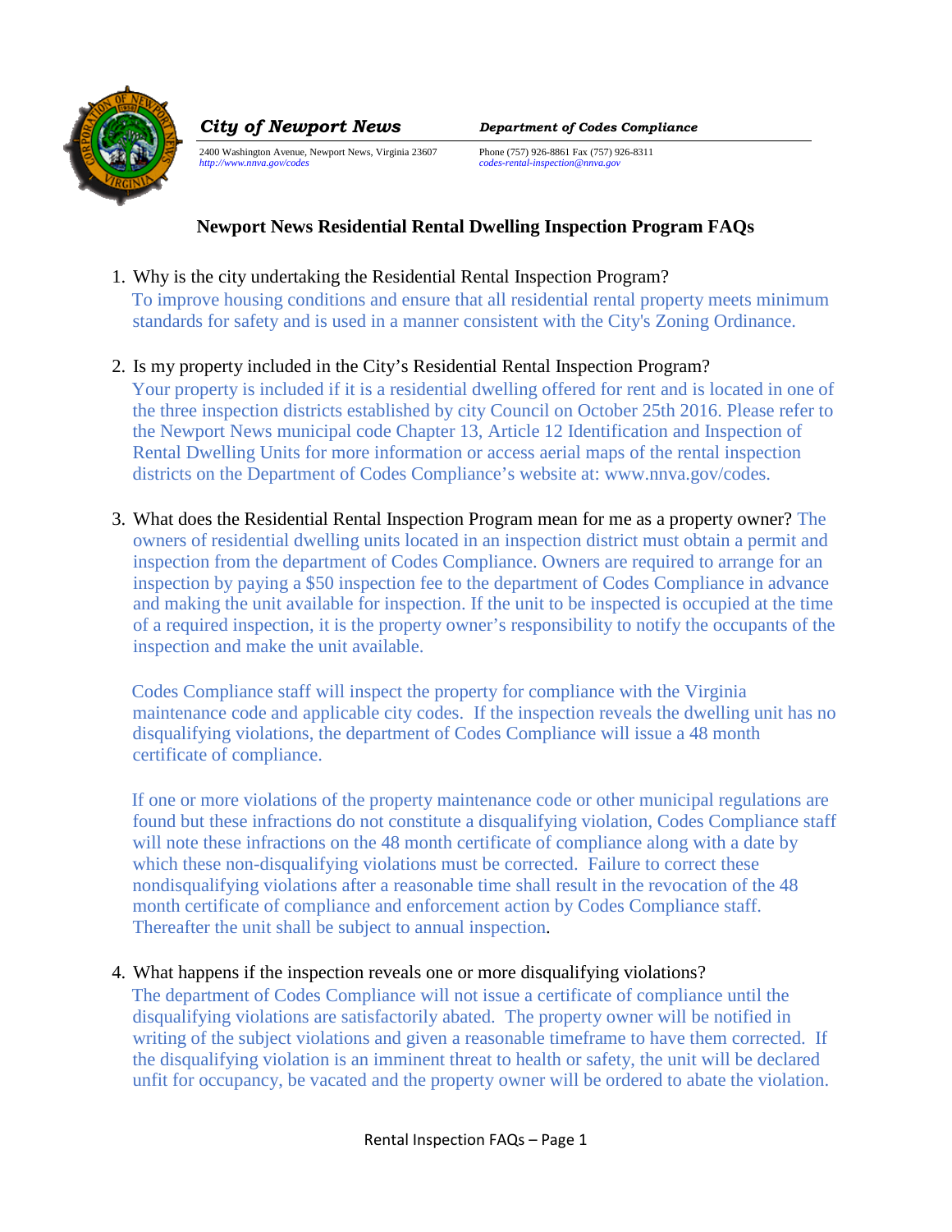**City of Newport News** — **Department of Codes Compliance**

2400 Washington Avenue, Newport News, Virginia 23607
*http://www.nnva.gov/codes*

Phone (757) 926-8861 Fax (757) 926-8311
*codes-rental-inspection@nnva.gov*

# Newport News Residential Rental Dwelling Inspection Program FAQs

1. Why is the city undertaking the Residential Rental Inspection Program?
   To improve housing conditions and ensure that all residential rental property meets minimum standards for safety and is used in a manner consistent with the City's Zoning Ordinance.

2. Is my property included in the City's Residential Rental Inspection Program?
   Your property is included if it is a residential dwelling offered for rent and is located in one of the three inspection districts established by city Council on October 25th 2016. Please refer to the Newport News municipal code Chapter 13, Article 12 Identification and Inspection of Rental Dwelling Units for more information or access aerial maps of the rental inspection districts on the Department of Codes Compliance's website at: www.nnva.gov/codes.

3. What does the Residential Rental Inspection Program mean for me as a property owner? The owners of residential dwelling units located in an inspection district must obtain a permit and inspection from the department of Codes Compliance. Owners are required to arrange for an inspection by paying a $50 inspection fee to the department of Codes Compliance in advance and making the unit available for inspection. If the unit to be inspected is occupied at the time of a required inspection, it is the property owner's responsibility to notify the occupants of the inspection and make the unit available.

   Codes Compliance staff will inspect the property for compliance with the Virginia maintenance code and applicable city codes. If the inspection reveals the dwelling unit has no disqualifying violations, the department of Codes Compliance will issue a 48 month certificate of compliance.

   If one or more violations of the property maintenance code or other municipal regulations are found but these infractions do not constitute a disqualifying violation, Codes Compliance staff will note these infractions on the 48 month certificate of compliance along with a date by which these non-disqualifying violations must be corrected. Failure to correct these nondisqualifying violations after a reasonable time shall result in the revocation of the 48 month certificate of compliance and enforcement action by Codes Compliance staff. Thereafter the unit shall be subject to annual inspection.

4. What happens if the inspection reveals one or more disqualifying violations?
   The department of Codes Compliance will not issue a certificate of compliance until the disqualifying violations are satisfactorily abated. The property owner will be notified in writing of the subject violations and given a reasonable timeframe to have them corrected. If the disqualifying violation is an imminent threat to health or safety, the unit will be declared unfit for occupancy, be vacated and the property owner will be ordered to abate the violation.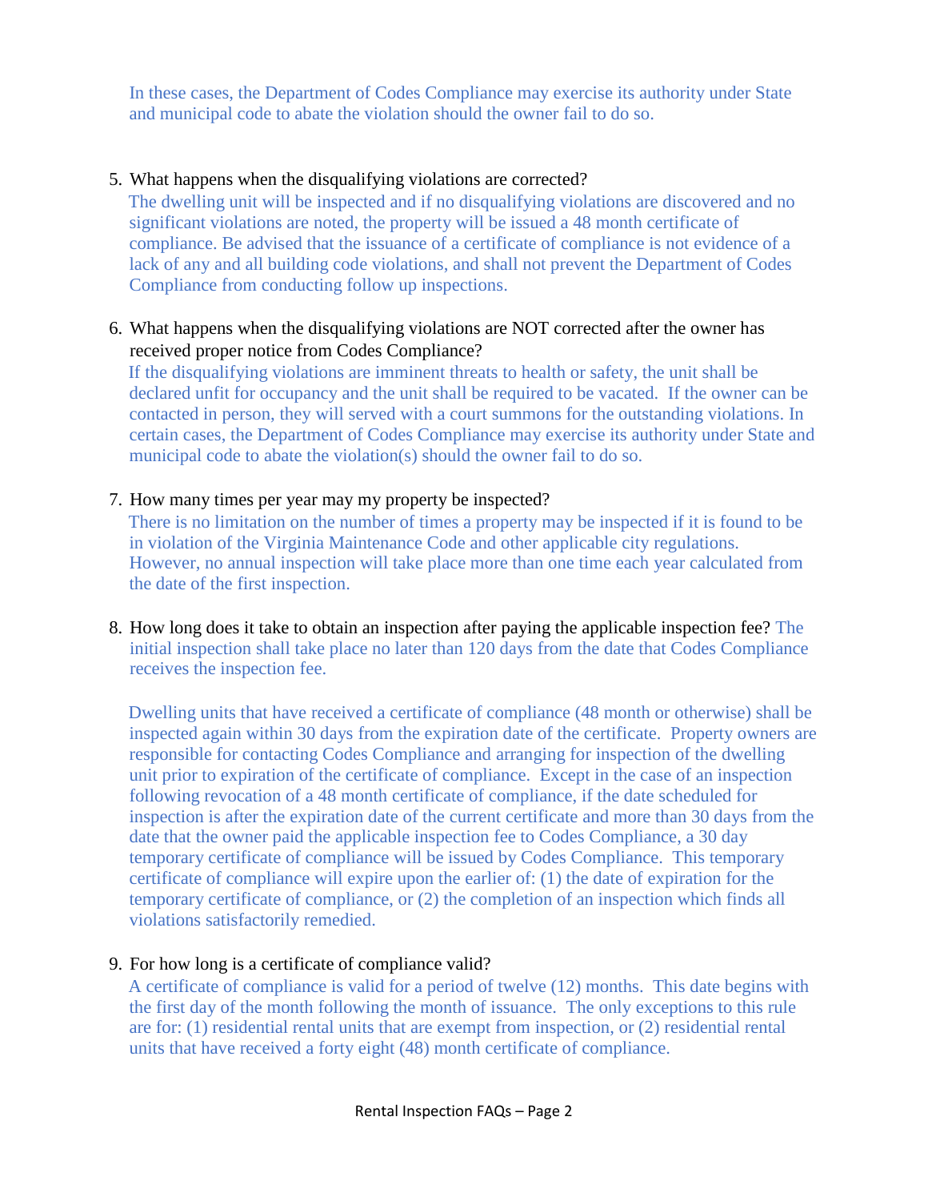In these cases, the Department of Codes Compliance may exercise its authority under State and municipal code to abate the violation should the owner fail to do so.

5. What happens when the disqualifying violations are corrected?
   The dwelling unit will be inspected and if no disqualifying violations are discovered and no significant violations are noted, the property will be issued a 48 month certificate of compliance. Be advised that the issuance of a certificate of compliance is not evidence of a lack of any and all building code violations, and shall not prevent the Department of Codes Compliance from conducting follow up inspections.

6. What happens when the disqualifying violations are NOT corrected after the owner has received proper notice from Codes Compliance?
   If the disqualifying violations are imminent threats to health or safety, the unit shall be declared unfit for occupancy and the unit shall be required to be vacated. If the owner can be contacted in person, they will served with a court summons for the outstanding violations. In certain cases, the Department of Codes Compliance may exercise its authority under State and municipal code to abate the violation(s) should the owner fail to do so.

7. How many times per year may my property be inspected?
   There is no limitation on the number of times a property may be inspected if it is found to be in violation of the Virginia Maintenance Code and other applicable city regulations. However, no annual inspection will take place more than one time each year calculated from the date of the first inspection.

8. How long does it take to obtain an inspection after paying the applicable inspection fee? The initial inspection shall take place no later than 120 days from the date that Codes Compliance receives the inspection fee.

   Dwelling units that have received a certificate of compliance (48 month or otherwise) shall be inspected again within 30 days from the expiration date of the certificate. Property owners are responsible for contacting Codes Compliance and arranging for inspection of the dwelling unit prior to expiration of the certificate of compliance. Except in the case of an inspection following revocation of a 48 month certificate of compliance, if the date scheduled for inspection is after the expiration date of the current certificate and more than 30 days from the date that the owner paid the applicable inspection fee to Codes Compliance, a 30 day temporary certificate of compliance will be issued by Codes Compliance. This temporary certificate of compliance will expire upon the earlier of: (1) the date of expiration for the temporary certificate of compliance, or (2) the completion of an inspection which finds all violations satisfactorily remedied.

9. For how long is a certificate of compliance valid?
   A certificate of compliance is valid for a period of twelve (12) months. This date begins with the first day of the month following the month of issuance. The only exceptions to this rule are for: (1) residential rental units that are exempt from inspection, or (2) residential rental units that have received a forty eight (48) month certificate of compliance.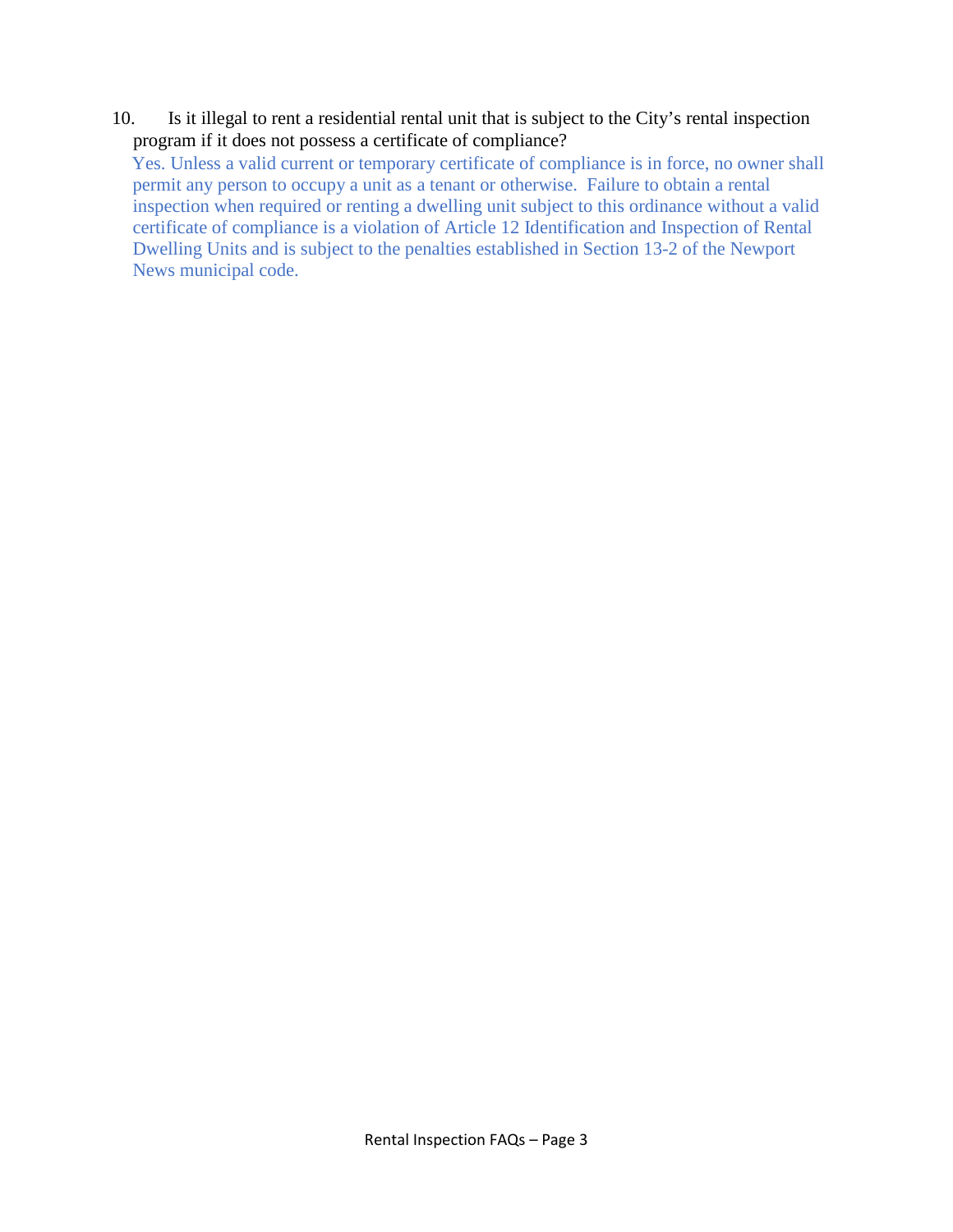10. Is it illegal to rent a residential rental unit that is subject to the City's rental inspection program if it does not possess a certificate of compliance?

Yes. Unless a valid current or temporary certificate of compliance is in force, no owner shall permit any person to occupy a unit as a tenant or otherwise. Failure to obtain a rental inspection when required or renting a dwelling unit subject to this ordinance without a valid certificate of compliance is a violation of Article 12 Identification and Inspection of Rental Dwelling Units and is subject to the penalties established in Section 13-2 of the Newport News municipal code.